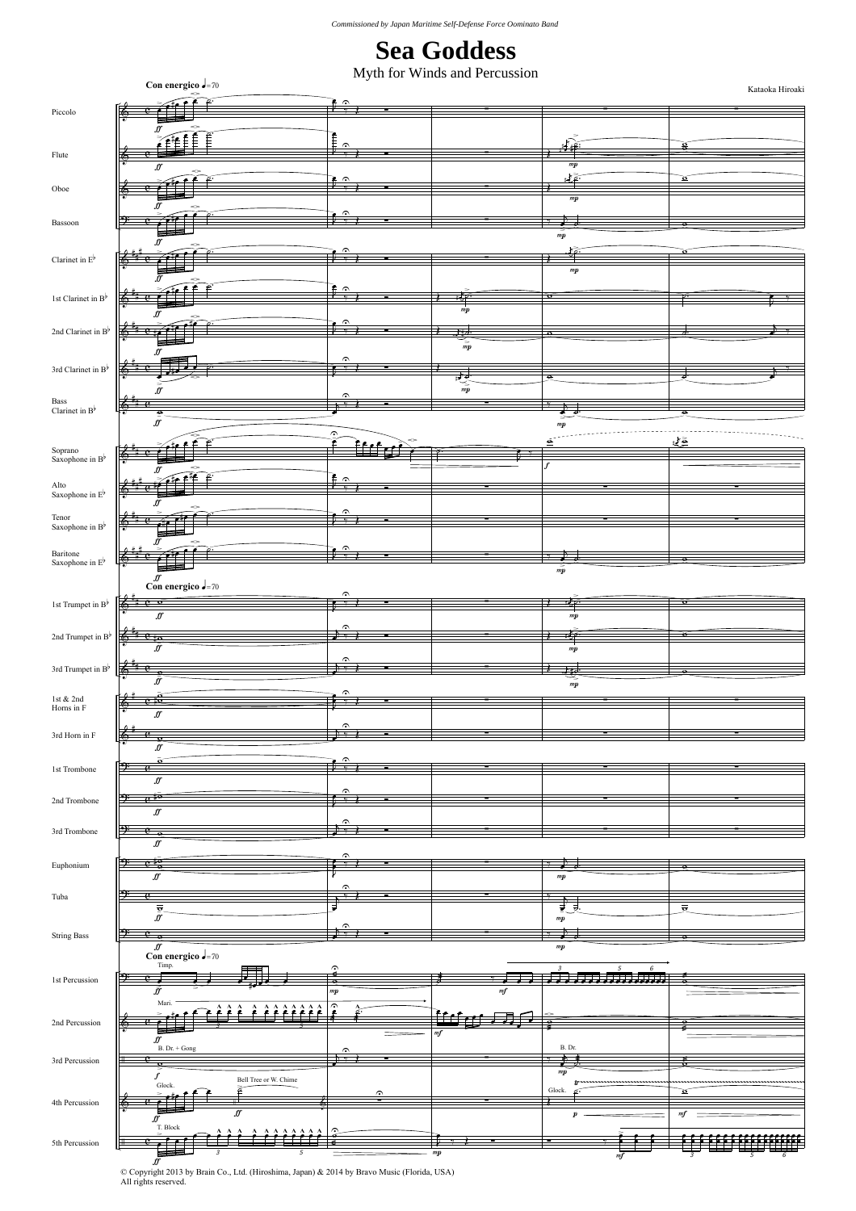*Commissioned by Japan Maritime Self-Defense Force Ominato Band*

# Sea Goddess

## Myth for Winds and Percussion

Kataoka Hiroaki

**Con energico** ♩=70

Piccolo
Flute
Oboe
Bassoon
Clarinet in E♭
1st Clarinet in B♭
2nd Clarinet in B♭
3rd Clarinet in B♭
Bass Clarinet in B♭
Soprano Saxophone in B♭
Alto Saxophone in E♭
Tenor Saxophone in B♭
Baritone Saxophone in E♭
1st Trumpet in B♭
2nd Trumpet in B♭
3rd Trumpet in B♭
1st & 2nd Horns in F
3rd Horn in F
1st Trombone
2nd Trombone
3rd Trombone
Euphonium
Tuba
String Bass
1st Percussion
2nd Percussion
3rd Percussion
4th Percussion
5th Percussion

© Copyright 2013 by Brain Co., Ltd. (Hiroshima, Japan) & 2014 by Bravo Music (Florida, USA)
All rights reserved.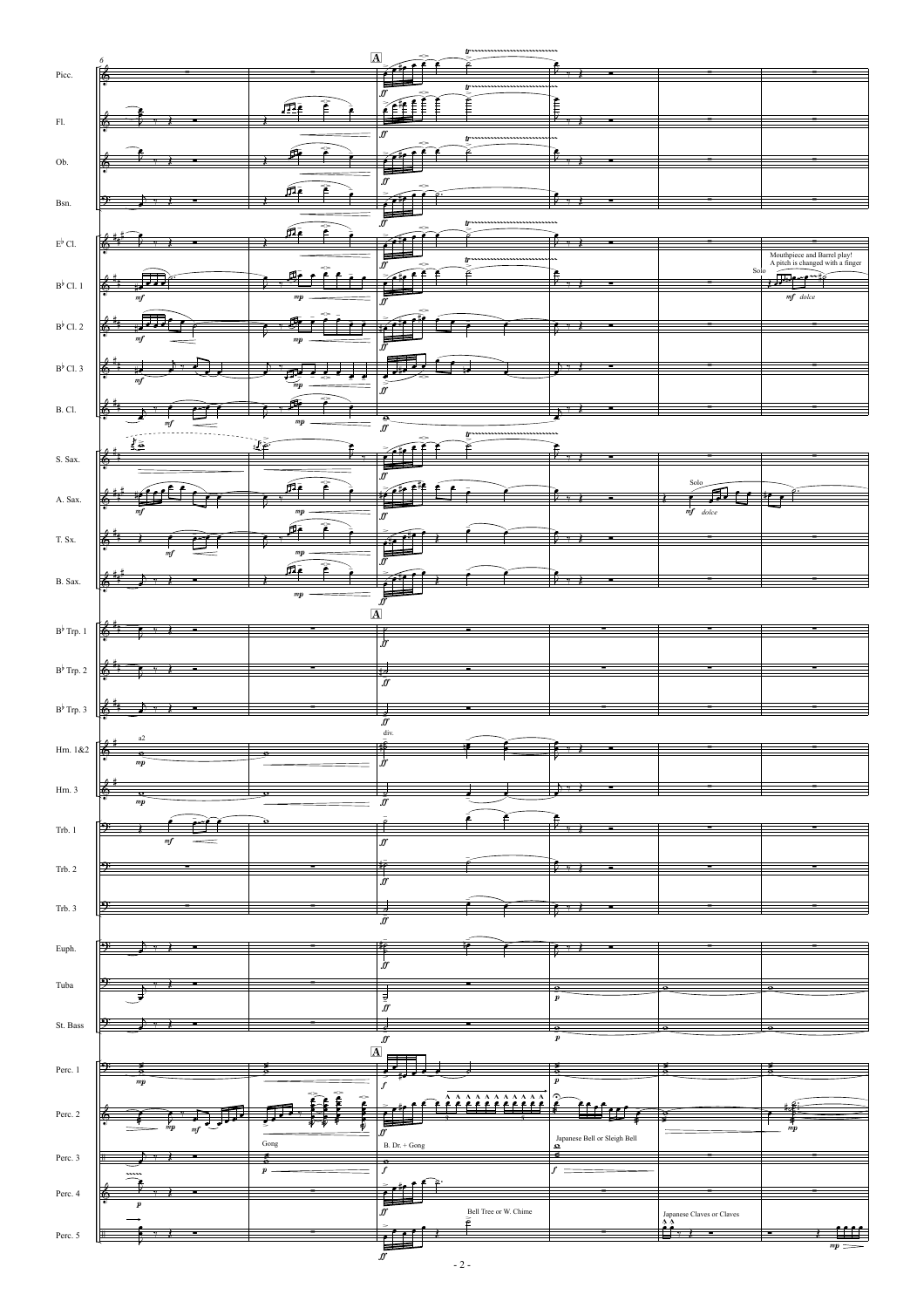A

Picc.
Fl.
Ob.
Bsn.
$E^\flat$ Cl.
$B^\flat$ Cl. 1
$B^\flat$ Cl. 2
$B^\flat$ Cl. 3
B. Cl.
S. Sax.
A. Sax.
T. Sx.
B. Sax.
$B^\flat$ Trp. 1
$B^\flat$ Trp. 2
$B^\flat$ Trp. 3
Hrn. 1&2
Hrn. 3
Trb. 1
Trb. 2
Trb. 3
Euph.
Tuba
St. Bass
Perc. 1
Perc. 2
Perc. 3
Perc. 4
Perc. 5

Solo
Mouthpiece and Barrel play!
A pitch is changed with a finger
*mf dolce*

a2
div.

Gong
B. Dr. + Gong
Japanese Bell or Sleigh Bell
Bell Tree or W. Chime
Japanese Claves or Claves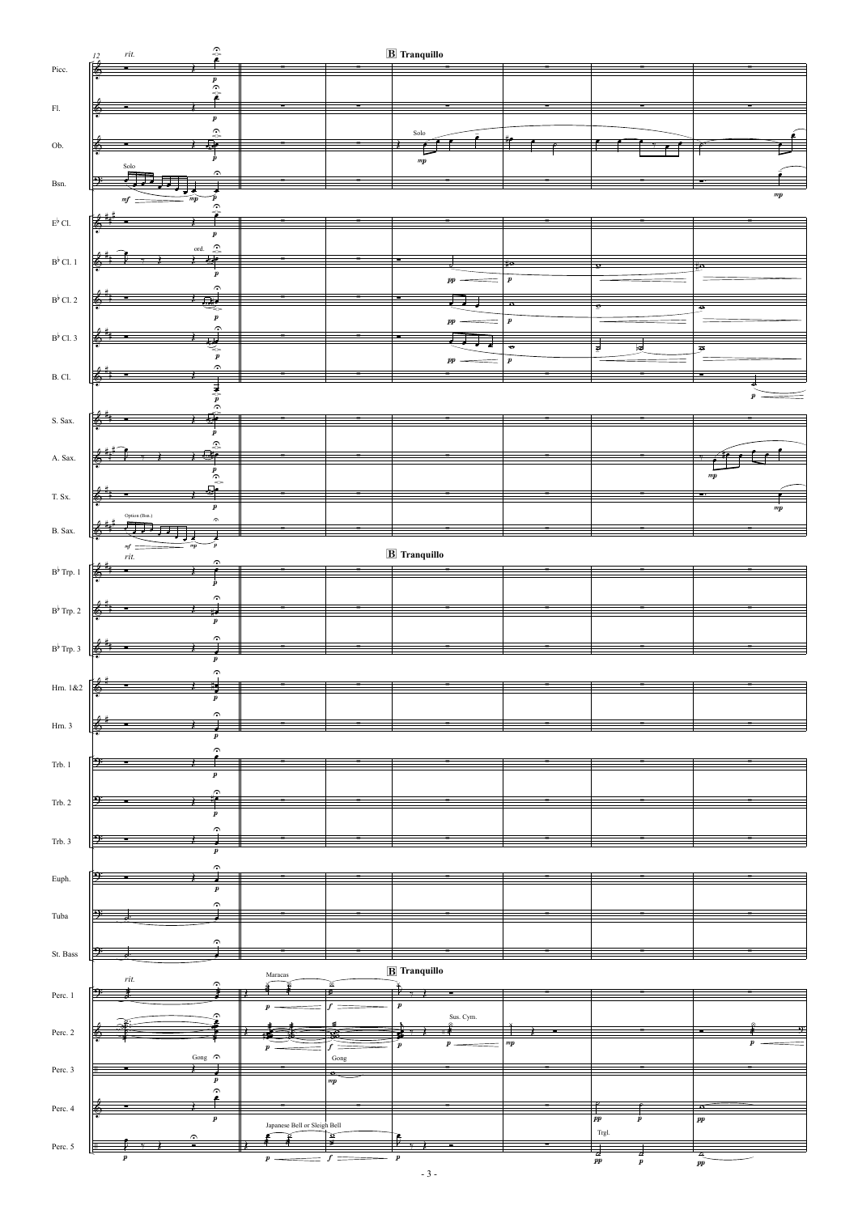**B** Tranquillo

Picc.
Fl.
Ob.
Bsn.
E♭ Cl.
B♭ Cl. 1
B♭ Cl. 2
B♭ Cl. 3
B. Cl.
S. Sax.
A. Sax.
T. Sx.
B. Sax.
B♭ Trp. 1
B♭ Trp. 2
B♭ Trp. 3
Hrn. 1&2
Hrn. 3
Trb. 1
Trb. 2
Trb. 3
Euph.
Tuba
St. Bass
Perc. 1
Perc. 2
Perc. 3
Perc. 4
Perc. 5

12 *rit.*

Solo

ord.

Option (Bsn.)

Maracas

Sus. Cym.

Gong

Japanese Bell or Sleigh Bell

Trgl.